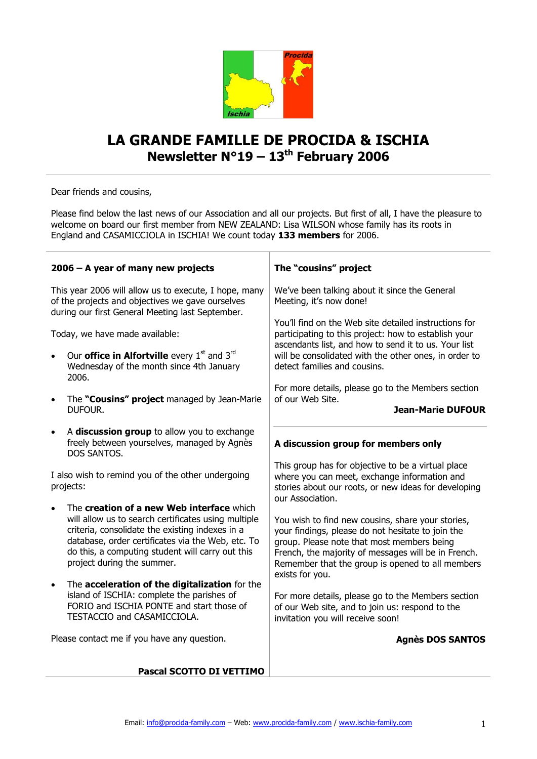# LA GRANDE FAMILLE DE PROCIDA & ISCHIA
## Newsletter N°19 – 13th February 2006

Dear friends and cousins,

Please find below the last news of our Association and all our projects. But first of all, I have the pleasure to welcome on board our first member from NEW ZEALAND: Lisa WILSON whose family has its roots in England and CASAMICCIOLA in ISCHIA! We count today **133 members** for 2006.

### 2006 – A year of many new projects

This year 2006 will allow us to execute, I hope, many of the projects and objectives we gave ourselves during our first General Meeting last September.

Today, we have made available:

- Our **office in Alfortville** every 1st and 3rd Wednesday of the month since 4th January 2006.
- The **"Cousins" project** managed by Jean-Marie DUFOUR.
- A **discussion group** to allow you to exchange freely between yourselves, managed by Agnès DOS SANTOS.

I also wish to remind you of the other undergoing projects:

- The **creation of a new Web interface** which will allow us to search certificates using multiple criteria, consolidate the existing indexes in a database, order certificates via the Web, etc. To do this, a computing student will carry out this project during the summer.
- The **acceleration of the digitalization** for the island of ISCHIA: complete the parishes of FORIO and ISCHIA PONTE and start those of TESTACCIO and CASAMICCIOLA.

Please contact me if you have any question.

**Pascal SCOTTO DI VETTIMO**

### The "cousins" project

We've been talking about it since the General Meeting, it's now done!

You'll find on the Web site detailed instructions for participating to this project: how to establish your ascendants list, and how to send it to us. Your list will be consolidated with the other ones, in order to detect families and cousins.

For more details, please go to the Members section of our Web Site.

**Jean-Marie DUFOUR**

### A discussion group for members only

This group has for objective to be a virtual place where you can meet, exchange information and stories about our roots, or new ideas for developing our Association.

You wish to find new cousins, share your stories, your findings, please do not hesitate to join the group. Please note that most members being French, the majority of messages will be in French. Remember that the group is opened to all members exists for you.

For more details, please go to the Members section of our Web site, and to join us: respond to the invitation you will receive soon!

**Agnès DOS SANTOS**

Email: info@procida-family.com – Web: www.procida-family.com / www.ischia-family.com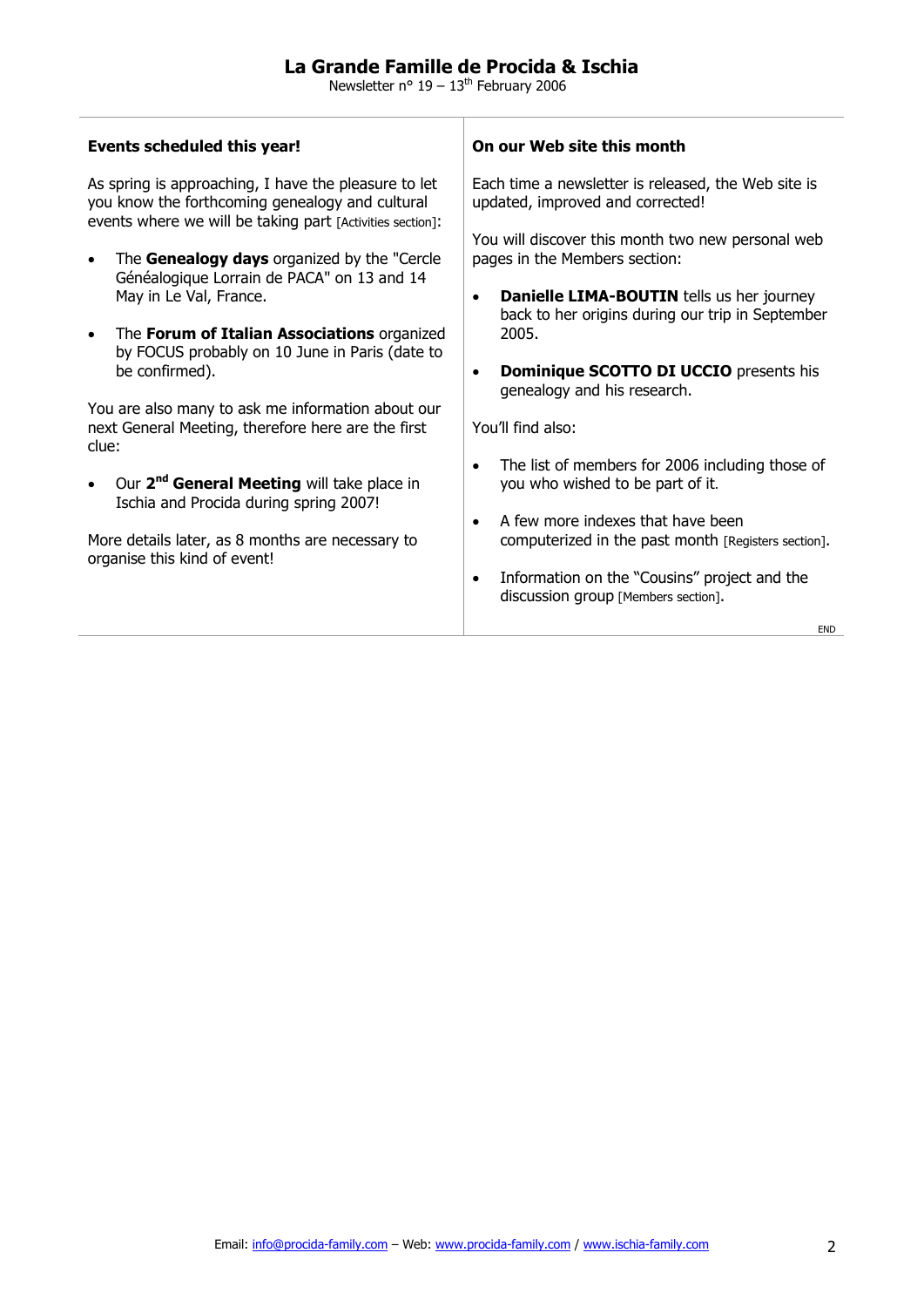# La Grande Famille de Procida & Ischia

Newsletter n° 19 – 13th February 2006

## Events scheduled this year!

As spring is approaching, I have the pleasure to let you know the forthcoming genealogy and cultural events where we will be taking part [Activities section]:

- The **Genealogy days** organized by the "Cercle Généalogique Lorrain de PACA" on 13 and 14 May in Le Val, France.
- The **Forum of Italian Associations** organized by FOCUS probably on 10 June in Paris (date to be confirmed).

You are also many to ask me information about our next General Meeting, therefore here are the first clue:

- Our **2nd General Meeting** will take place in Ischia and Procida during spring 2007!

More details later, as 8 months are necessary to organise this kind of event!

## On our Web site this month

Each time a newsletter is released, the Web site is updated, improved and corrected!

You will discover this month two new personal web pages in the Members section:

- **Danielle LIMA-BOUTIN** tells us her journey back to her origins during our trip in September 2005.
- **Dominique SCOTTO DI UCCIO** presents his genealogy and his research.

You'll find also:

- The list of members for 2006 including those of you who wished to be part of it.
- A few more indexes that have been computerized in the past month [Registers section].
- Information on the "Cousins" project and the discussion group [Members section].

END

Email: info@procida-family.com – Web: www.procida-family.com / www.ischia-family.com